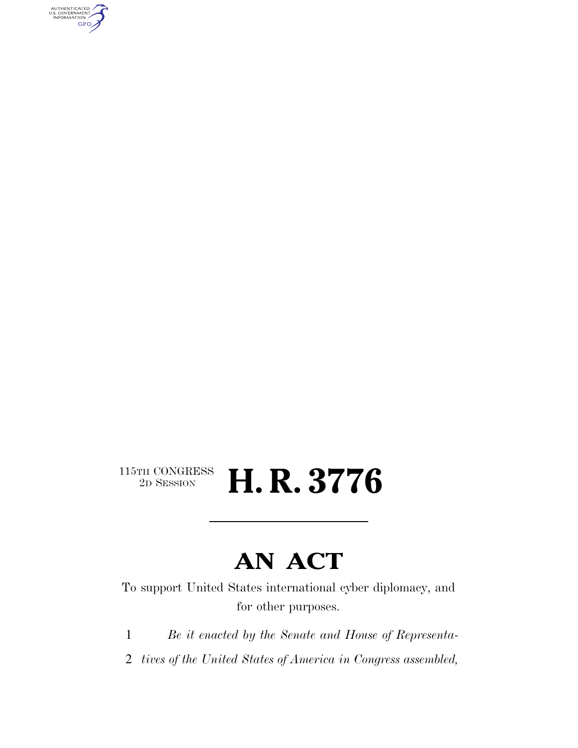115TH CONGRESS
2D SESSION

# H. R. 3776

## AN ACT

To support United States international cyber diplomacy, and for other purposes.

1 *Be it enacted by the Senate and House of Representa-*
2 *tives of the United States of America in Congress assembled,*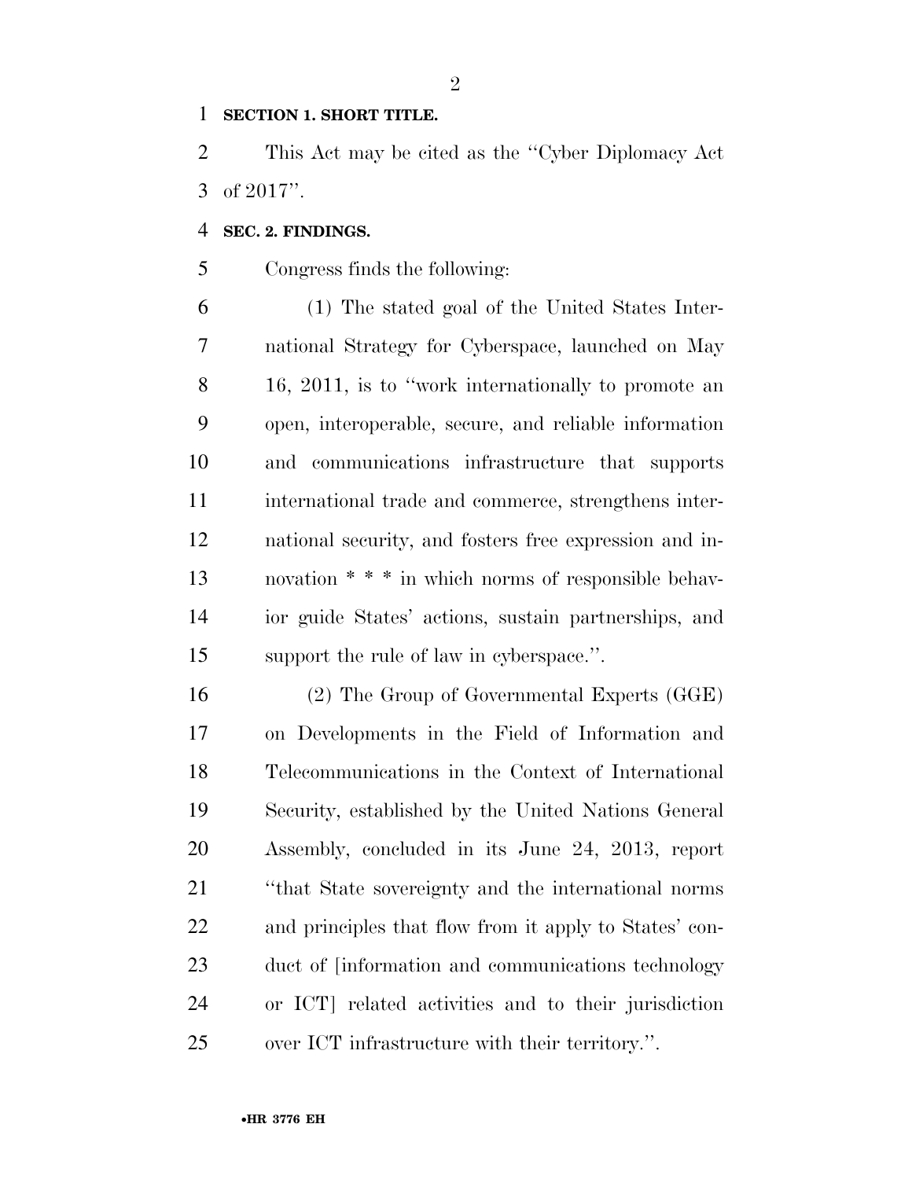**SECTION 1. SHORT TITLE.**

This Act may be cited as the ''Cyber Diplomacy Act of 2017''.

**SEC. 2. FINDINGS.**

Congress finds the following:

(1) The stated goal of the United States International Strategy for Cyberspace, launched on May 16, 2011, is to ''work internationally to promote an open, interoperable, secure, and reliable information and communications infrastructure that supports international trade and commerce, strengthens international security, and fosters free expression and innovation * * * in which norms of responsible behavior guide States' actions, sustain partnerships, and support the rule of law in cyberspace.''.

(2) The Group of Governmental Experts (GGE) on Developments in the Field of Information and Telecommunications in the Context of International Security, established by the United Nations General Assembly, concluded in its June 24, 2013, report ''that State sovereignty and the international norms and principles that flow from it apply to States' conduct of [information and communications technology or ICT] related activities and to their jurisdiction over ICT infrastructure with their territory.''.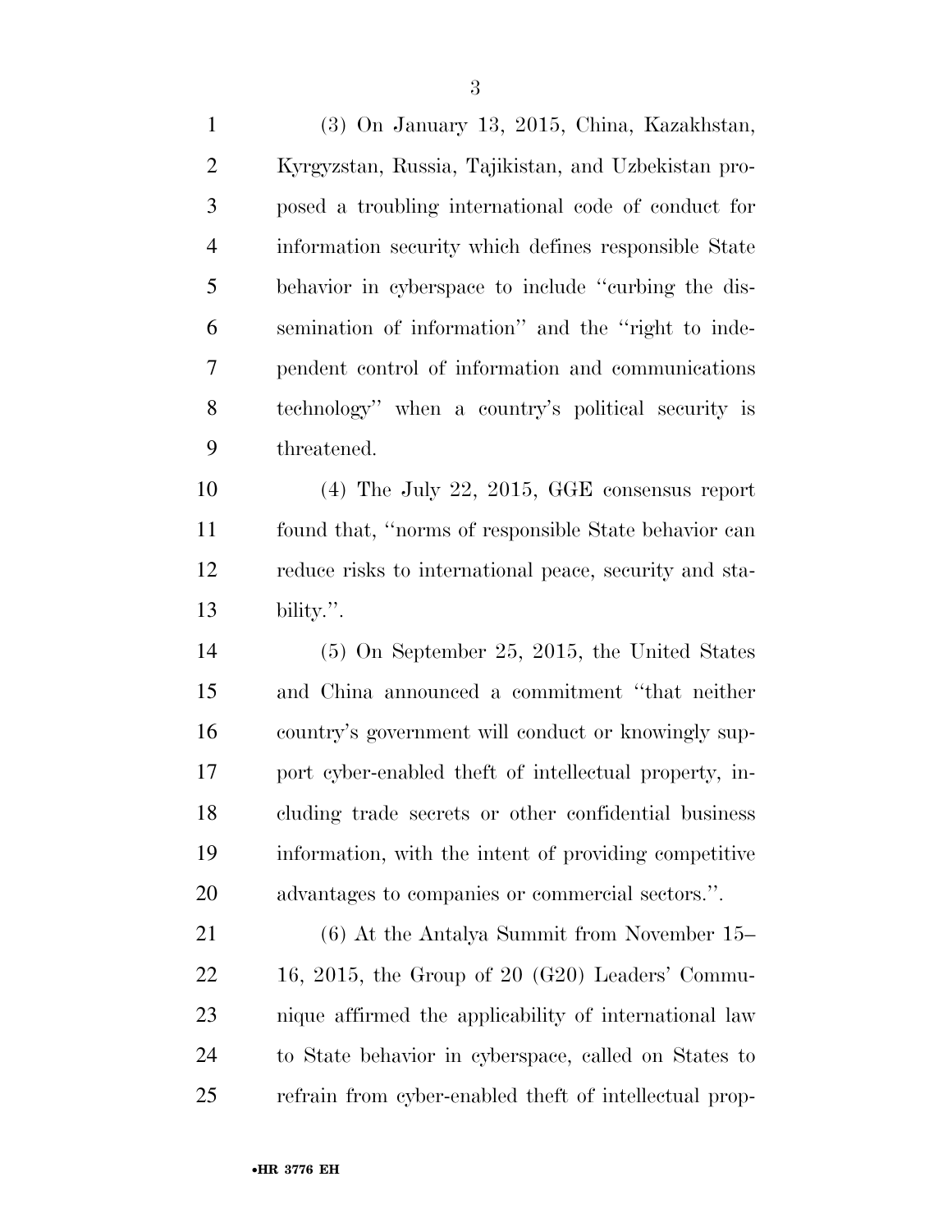(3) On January 13, 2015, China, Kazakhstan, Kyrgyzstan, Russia, Tajikistan, and Uzbekistan proposed a troubling international code of conduct for information security which defines responsible State behavior in cyberspace to include ''curbing the dissemination of information'' and the ''right to independent control of information and communications technology'' when a country's political security is threatened.

(4) The July 22, 2015, GGE consensus report found that, ''norms of responsible State behavior can reduce risks to international peace, security and stability.''.

(5) On September 25, 2015, the United States and China announced a commitment ''that neither country's government will conduct or knowingly support cyber-enabled theft of intellectual property, including trade secrets or other confidential business information, with the intent of providing competitive advantages to companies or commercial sectors.''.

(6) At the Antalya Summit from November 15–16, 2015, the Group of 20 (G20) Leaders' Communique affirmed the applicability of international law to State behavior in cyberspace, called on States to refrain from cyber-enabled theft of intellectual prop-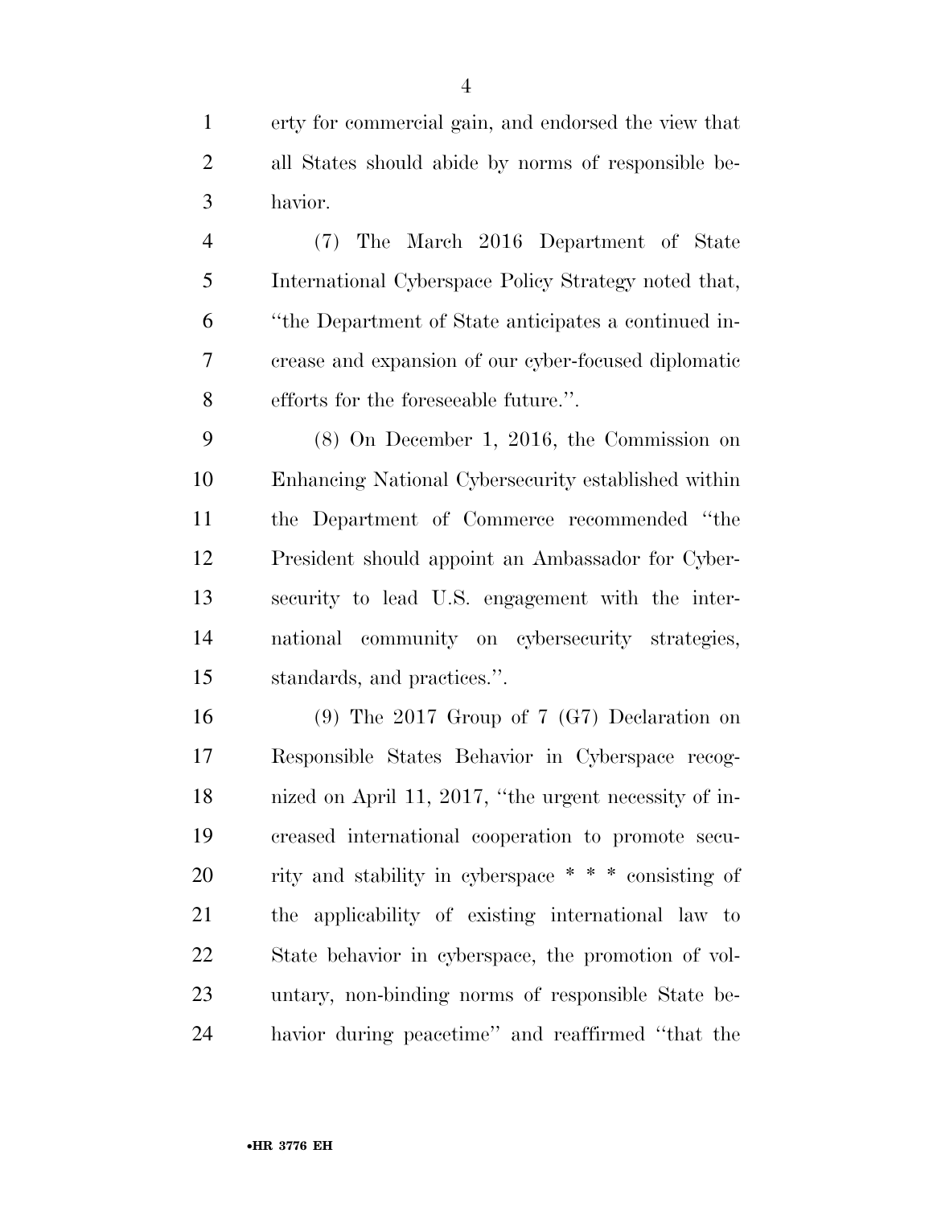erty for commercial gain, and endorsed the view that all States should abide by norms of responsible behavior.

(7) The March 2016 Department of State International Cyberspace Policy Strategy noted that, ''the Department of State anticipates a continued increase and expansion of our cyber-focused diplomatic efforts for the foreseeable future.''.

(8) On December 1, 2016, the Commission on Enhancing National Cybersecurity established within the Department of Commerce recommended ''the President should appoint an Ambassador for Cybersecurity to lead U.S. engagement with the international community on cybersecurity strategies, standards, and practices.''.

(9) The 2017 Group of 7 (G7) Declaration on Responsible States Behavior in Cyberspace recognized on April 11, 2017, ''the urgent necessity of increased international cooperation to promote security and stability in cyberspace * * * consisting of the applicability of existing international law to State behavior in cyberspace, the promotion of voluntary, non-binding norms of responsible State behavior during peacetime'' and reaffirmed ''that the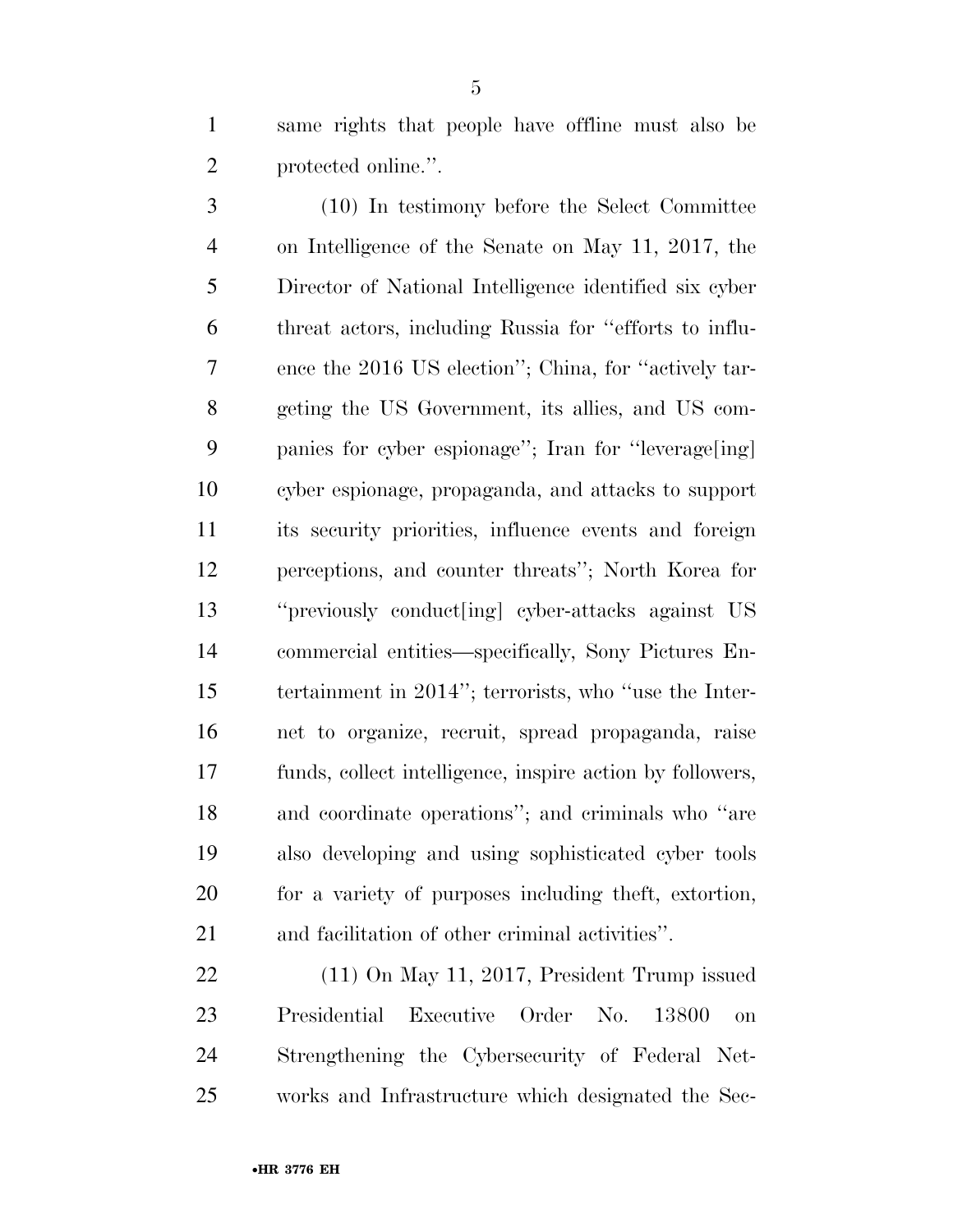same rights that people have offline must also be protected online.''.

(10) In testimony before the Select Committee on Intelligence of the Senate on May 11, 2017, the Director of National Intelligence identified six cyber threat actors, including Russia for ''efforts to influence the 2016 US election''; China, for ''actively targeting the US Government, its allies, and US companies for cyber espionage''; Iran for ''leverage[ing] cyber espionage, propaganda, and attacks to support its security priorities, influence events and foreign perceptions, and counter threats''; North Korea for ''previously conduct[ing] cyber-attacks against US commercial entities—specifically, Sony Pictures Entertainment in 2014''; terrorists, who ''use the Internet to organize, recruit, spread propaganda, raise funds, collect intelligence, inspire action by followers, and coordinate operations''; and criminals who ''are also developing and using sophisticated cyber tools for a variety of purposes including theft, extortion, and facilitation of other criminal activities''.

(11) On May 11, 2017, President Trump issued Presidential Executive Order No. 13800 on Strengthening the Cybersecurity of Federal Networks and Infrastructure which designated the Sec-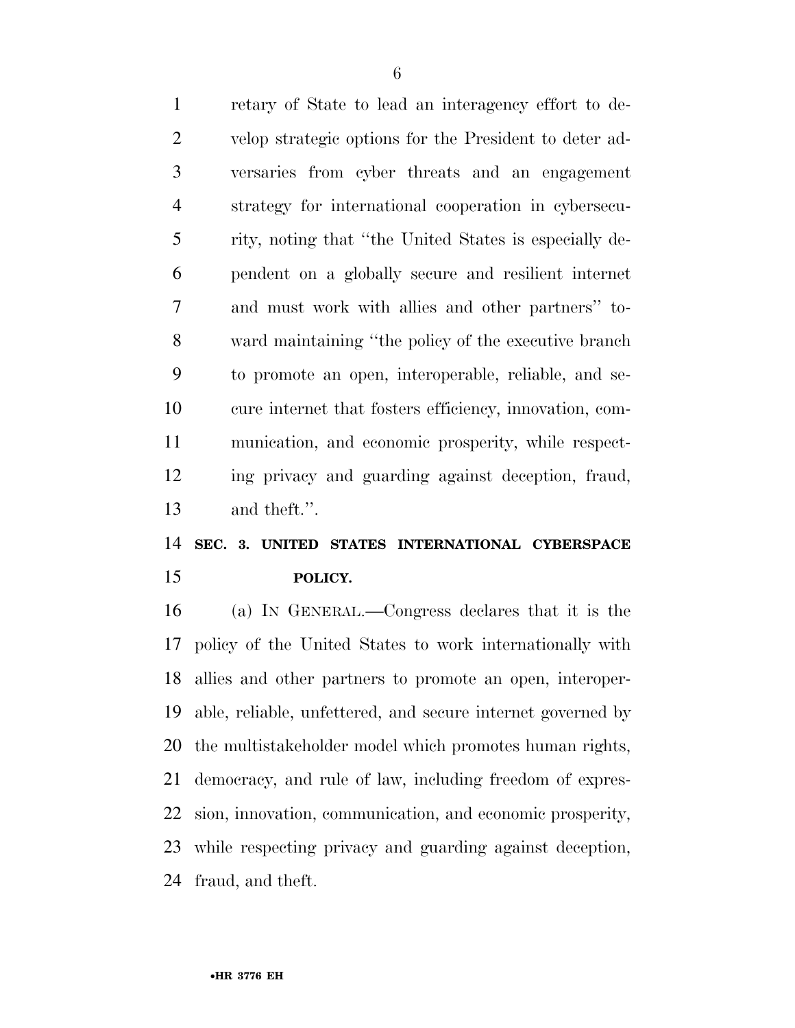retary of State to lead an interagency effort to develop strategic options for the President to deter adversaries from cyber threats and an engagement strategy for international cooperation in cybersecurity, noting that "the United States is especially dependent on a globally secure and resilient internet and must work with allies and other partners" toward maintaining "the policy of the executive branch to promote an open, interoperable, reliable, and secure internet that fosters efficiency, innovation, communication, and economic prosperity, while respecting privacy and guarding against deception, fraud, and theft.".

## SEC. 3. UNITED STATES INTERNATIONAL CYBERSPACE POLICY.

(a) IN GENERAL.—Congress declares that it is the policy of the United States to work internationally with allies and other partners to promote an open, interoperable, reliable, unfettered, and secure internet governed by the multistakeholder model which promotes human rights, democracy, and rule of law, including freedom of expression, innovation, communication, and economic prosperity, while respecting privacy and guarding against deception, fraud, and theft.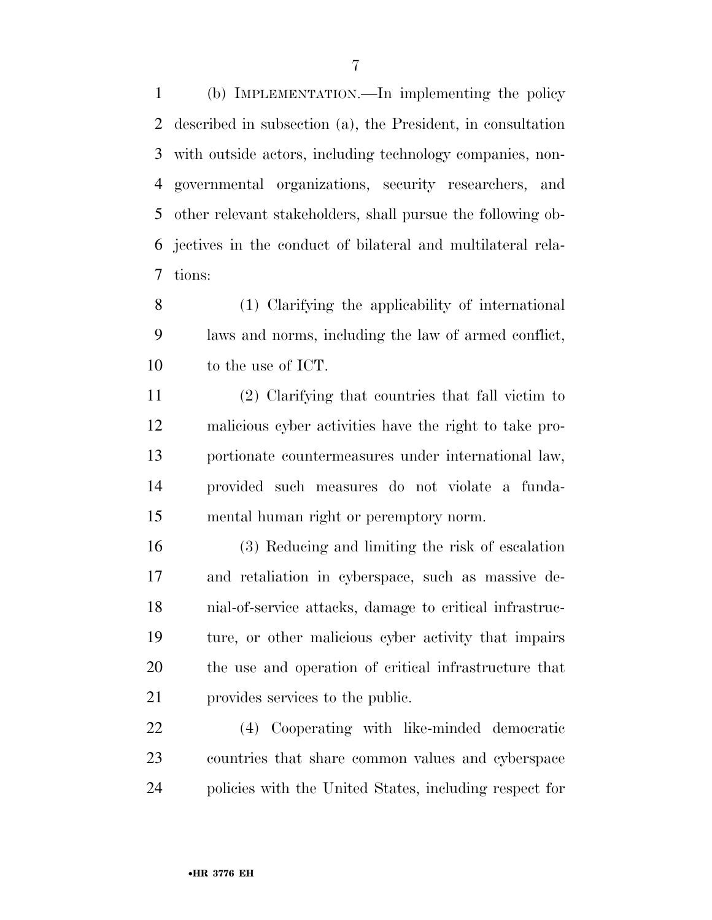(b) IMPLEMENTATION.—In implementing the policy described in subsection (a), the President, in consultation with outside actors, including technology companies, non-governmental organizations, security researchers, and other relevant stakeholders, shall pursue the following objectives in the conduct of bilateral and multilateral relations:

(1) Clarifying the applicability of international laws and norms, including the law of armed conflict, to the use of ICT.

(2) Clarifying that countries that fall victim to malicious cyber activities have the right to take proportionate countermeasures under international law, provided such measures do not violate a fundamental human right or peremptory norm.

(3) Reducing and limiting the risk of escalation and retaliation in cyberspace, such as massive denial-of-service attacks, damage to critical infrastructure, or other malicious cyber activity that impairs the use and operation of critical infrastructure that provides services to the public.

(4) Cooperating with like-minded democratic countries that share common values and cyberspace policies with the United States, including respect for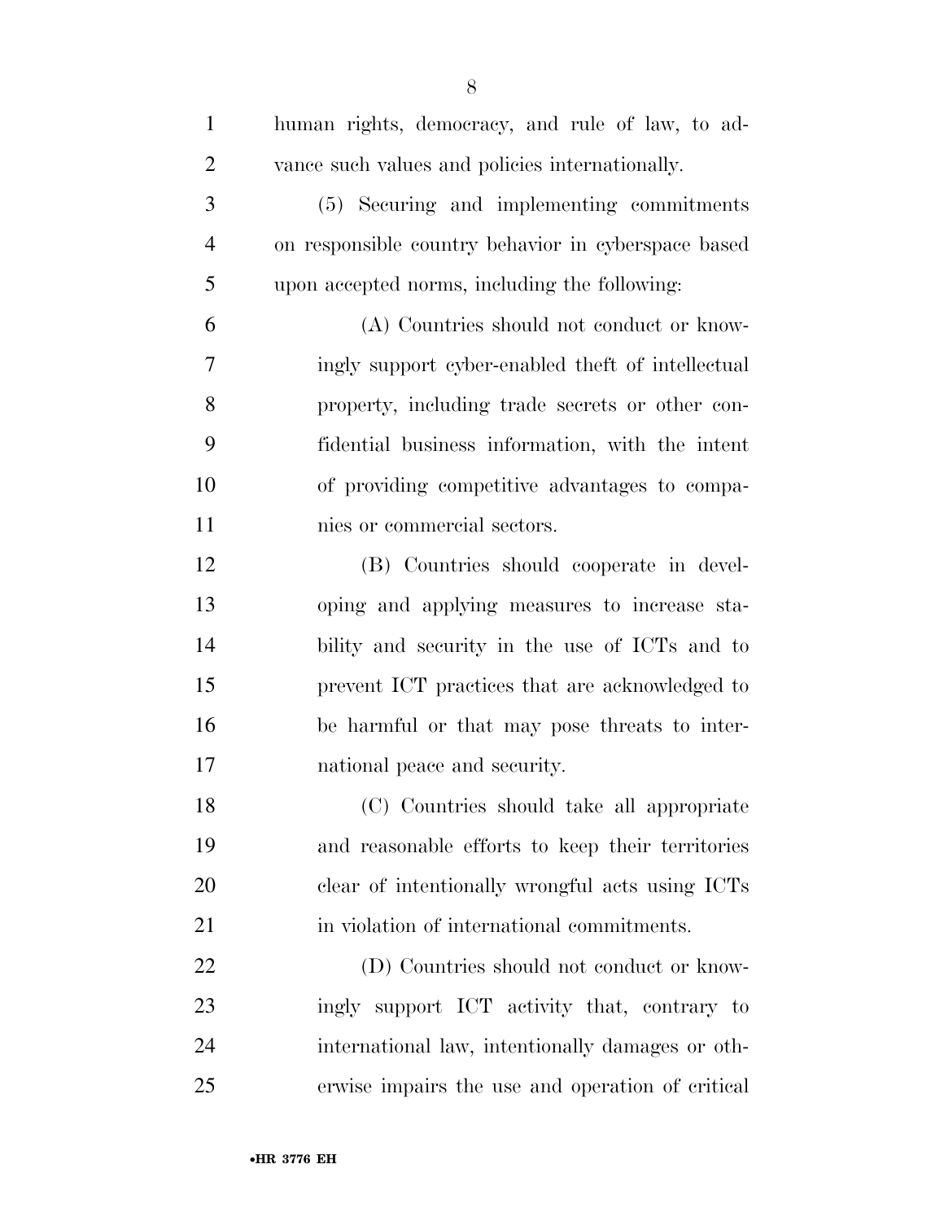human rights, democracy, and rule of law, to advance such values and policies internationally.

(5) Securing and implementing commitments on responsible country behavior in cyberspace based upon accepted norms, including the following:

(A) Countries should not conduct or knowingly support cyber-enabled theft of intellectual property, including trade secrets or other confidential business information, with the intent of providing competitive advantages to companies or commercial sectors.

(B) Countries should cooperate in developing and applying measures to increase stability and security in the use of ICTs and to prevent ICT practices that are acknowledged to be harmful or that may pose threats to international peace and security.

(C) Countries should take all appropriate and reasonable efforts to keep their territories clear of intentionally wrongful acts using ICTs in violation of international commitments.

(D) Countries should not conduct or knowingly support ICT activity that, contrary to international law, intentionally damages or otherwise impairs the use and operation of critical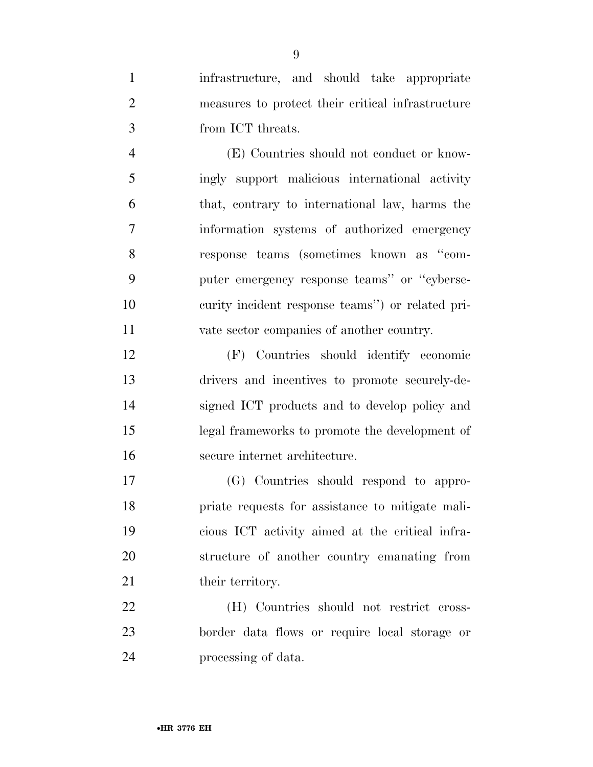infrastructure, and should take appropriate measures to protect their critical infrastructure from ICT threats.

(E) Countries should not conduct or knowingly support malicious international activity that, contrary to international law, harms the information systems of authorized emergency response teams (sometimes known as ''computer emergency response teams'' or ''cybersecurity incident response teams'') or related private sector companies of another country.

(F) Countries should identify economic drivers and incentives to promote securely-designed ICT products and to develop policy and legal frameworks to promote the development of secure internet architecture.

(G) Countries should respond to appropriate requests for assistance to mitigate malicious ICT activity aimed at the critical infrastructure of another country emanating from their territory.

(H) Countries should not restrict cross-border data flows or require local storage or processing of data.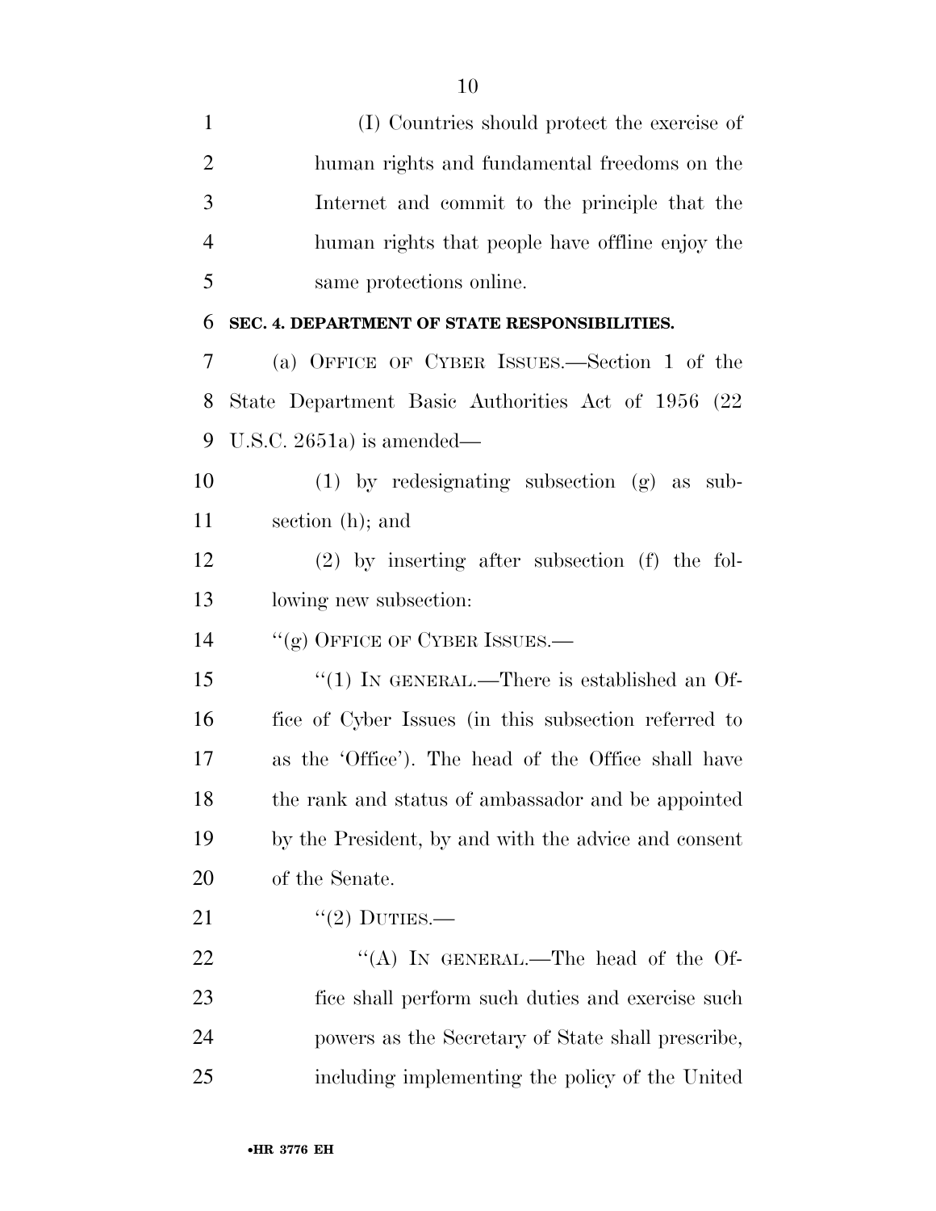(I) Countries should protect the exercise of human rights and fundamental freedoms on the Internet and commit to the principle that the human rights that people have offline enjoy the same protections online.

**SEC. 4. DEPARTMENT OF STATE RESPONSIBILITIES.**

(a) OFFICE OF CYBER ISSUES.—Section 1 of the State Department Basic Authorities Act of 1956 (22 U.S.C. 2651a) is amended—

(1) by redesignating subsection (g) as subsection (h); and

(2) by inserting after subsection (f) the following new subsection:

"(g) OFFICE OF CYBER ISSUES.—

"(1) IN GENERAL.—There is established an Office of Cyber Issues (in this subsection referred to as the 'Office'). The head of the Office shall have the rank and status of ambassador and be appointed by the President, by and with the advice and consent of the Senate.

"(2) DUTIES.—

"(A) IN GENERAL.—The head of the Office shall perform such duties and exercise such powers as the Secretary of State shall prescribe, including implementing the policy of the United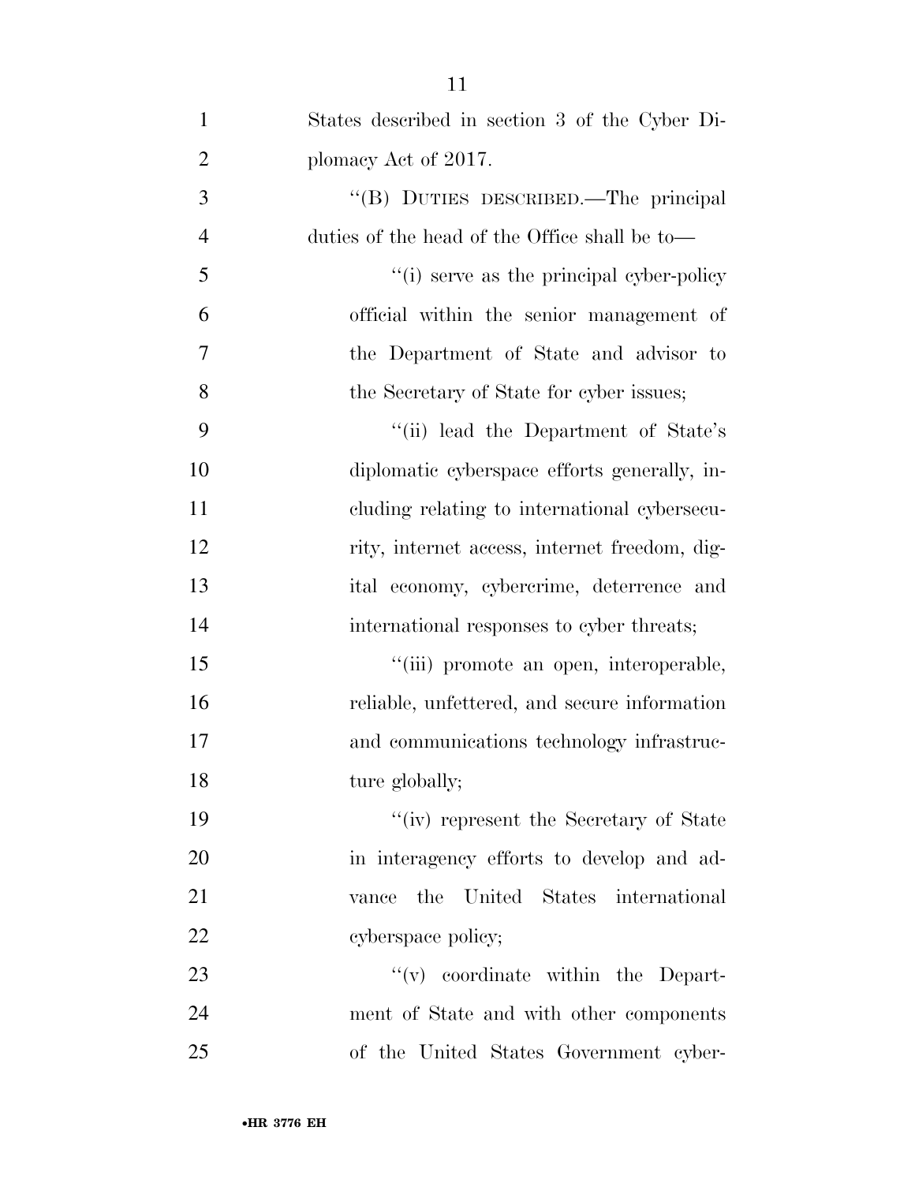States described in section 3 of the Cyber Diplomacy Act of 2017.

''(B) DUTIES DESCRIBED.—The principal duties of the head of the Office shall be to—

''(i) serve as the principal cyber-policy official within the senior management of the Department of State and advisor to the Secretary of State for cyber issues;

''(ii) lead the Department of State's diplomatic cyberspace efforts generally, including relating to international cybersecurity, internet access, internet freedom, digital economy, cybercrime, deterrence and international responses to cyber threats;

''(iii) promote an open, interoperable, reliable, unfettered, and secure information and communications technology infrastructure globally;

''(iv) represent the Secretary of State in interagency efforts to develop and advance the United States international cyberspace policy;

''(v) coordinate within the Department of State and with other components of the United States Government cyber-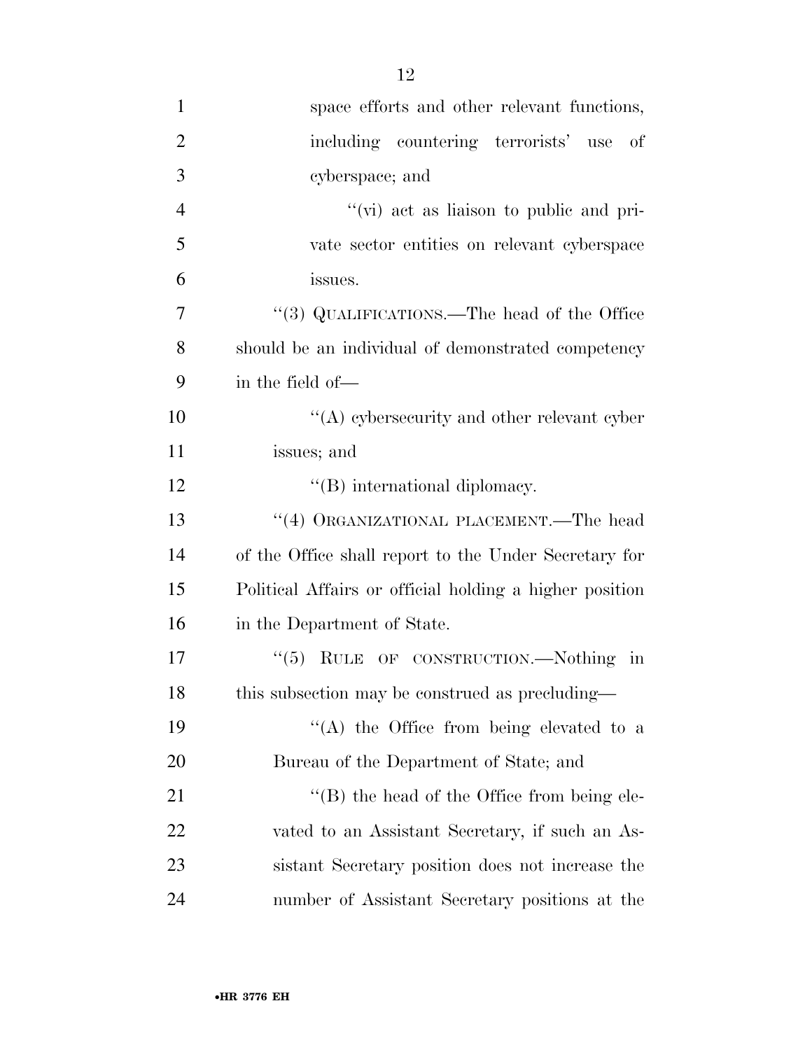space efforts and other relevant functions, including countering terrorists' use of cyberspace; and

''(vi) act as liaison to public and private sector entities on relevant cyberspace issues.

''(3) QUALIFICATIONS.—The head of the Office should be an individual of demonstrated competency in the field of—

''(A) cybersecurity and other relevant cyber issues; and

''(B) international diplomacy.

''(4) ORGANIZATIONAL PLACEMENT.—The head of the Office shall report to the Under Secretary for Political Affairs or official holding a higher position in the Department of State.

''(5) RULE OF CONSTRUCTION.—Nothing in this subsection may be construed as precluding—

''(A) the Office from being elevated to a Bureau of the Department of State; and

''(B) the head of the Office from being elevated to an Assistant Secretary, if such an Assistant Secretary position does not increase the number of Assistant Secretary positions at the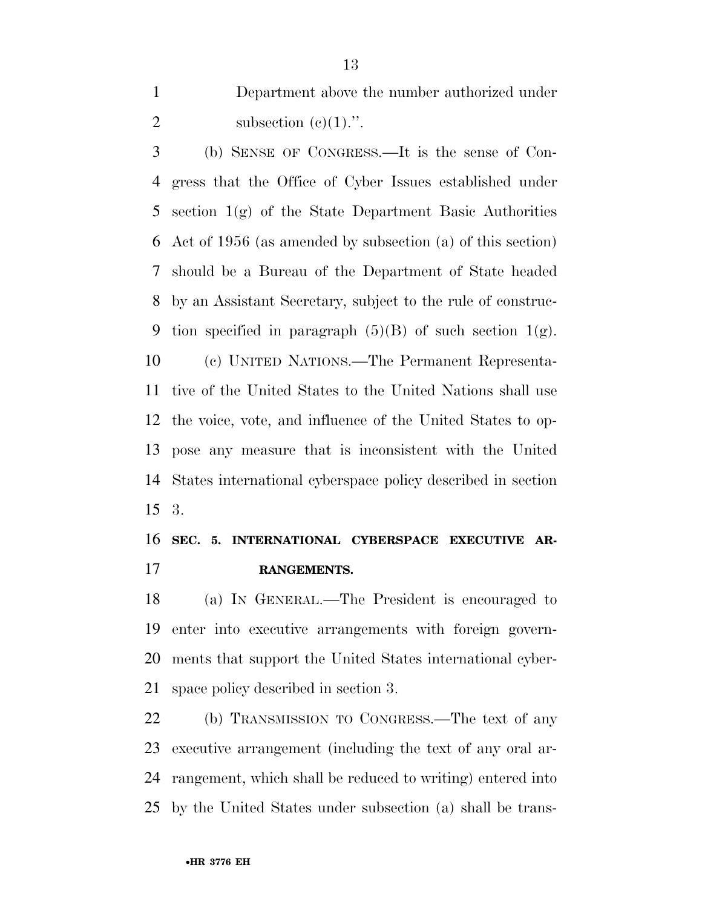Department above the number authorized under subsection (c)(1).''.

(b) SENSE OF CONGRESS.—It is the sense of Congress that the Office of Cyber Issues established under section 1(g) of the State Department Basic Authorities Act of 1956 (as amended by subsection (a) of this section) should be a Bureau of the Department of State headed by an Assistant Secretary, subject to the rule of construction specified in paragraph (5)(B) of such section 1(g).

(c) UNITED NATIONS.—The Permanent Representative of the United States to the United Nations shall use the voice, vote, and influence of the United States to oppose any measure that is inconsistent with the United States international cyberspace policy described in section 3.

**SEC. 5. INTERNATIONAL CYBERSPACE EXECUTIVE ARRANGEMENTS.**

(a) IN GENERAL.—The President is encouraged to enter into executive arrangements with foreign governments that support the United States international cyberspace policy described in section 3.

(b) TRANSMISSION TO CONGRESS.—The text of any executive arrangement (including the text of any oral arrangement, which shall be reduced to writing) entered into by the United States under subsection (a) shall be trans-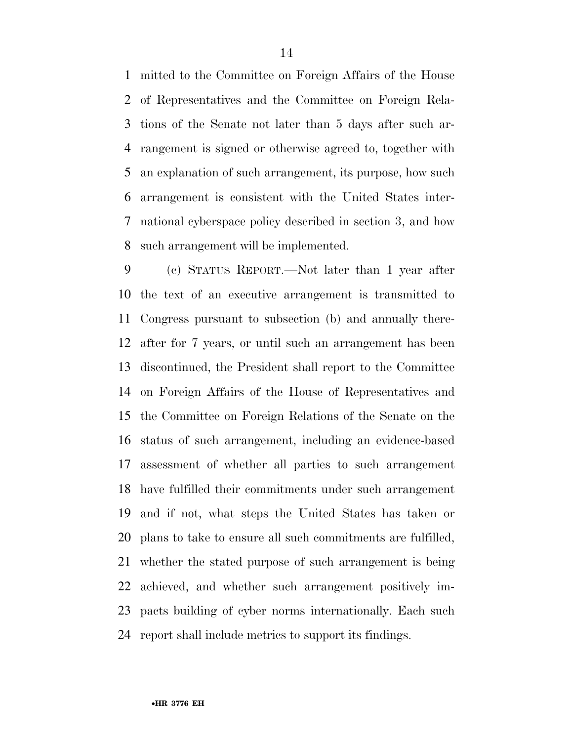mitted to the Committee on Foreign Affairs of the House of Representatives and the Committee on Foreign Relations of the Senate not later than 5 days after such arrangement is signed or otherwise agreed to, together with an explanation of such arrangement, its purpose, how such arrangement is consistent with the United States international cyberspace policy described in section 3, and how such arrangement will be implemented.

(c) STATUS REPORT.—Not later than 1 year after the text of an executive arrangement is transmitted to Congress pursuant to subsection (b) and annually thereafter for 7 years, or until such an arrangement has been discontinued, the President shall report to the Committee on Foreign Affairs of the House of Representatives and the Committee on Foreign Relations of the Senate on the status of such arrangement, including an evidence-based assessment of whether all parties to such arrangement have fulfilled their commitments under such arrangement and if not, what steps the United States has taken or plans to take to ensure all such commitments are fulfilled, whether the stated purpose of such arrangement is being achieved, and whether such arrangement positively impacts building of cyber norms internationally. Each such report shall include metrics to support its findings.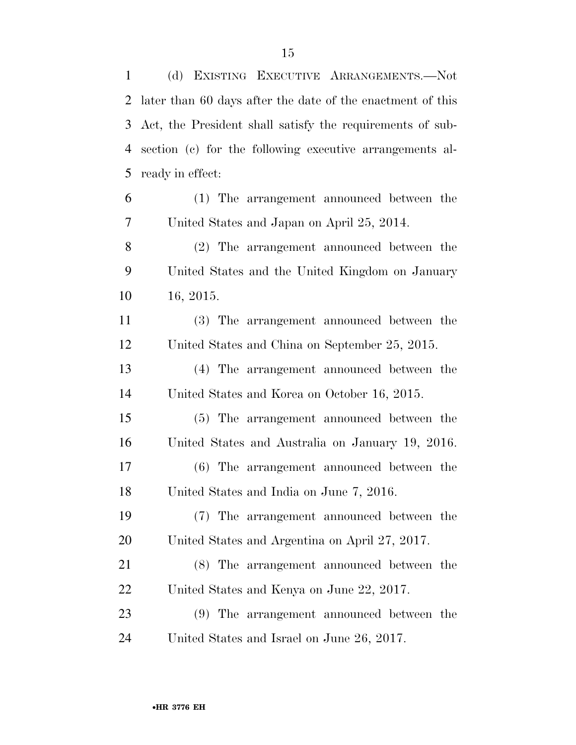(d) EXISTING EXECUTIVE ARRANGEMENTS.—Not later than 60 days after the date of the enactment of this Act, the President shall satisfy the requirements of subsection (c) for the following executive arrangements already in effect:

(1) The arrangement announced between the United States and Japan on April 25, 2014.

(2) The arrangement announced between the United States and the United Kingdom on January 16, 2015.

(3) The arrangement announced between the United States and China on September 25, 2015.

(4) The arrangement announced between the United States and Korea on October 16, 2015.

(5) The arrangement announced between the United States and Australia on January 19, 2016.

(6) The arrangement announced between the United States and India on June 7, 2016.

(7) The arrangement announced between the United States and Argentina on April 27, 2017.

(8) The arrangement announced between the United States and Kenya on June 22, 2017.

(9) The arrangement announced between the United States and Israel on June 26, 2017.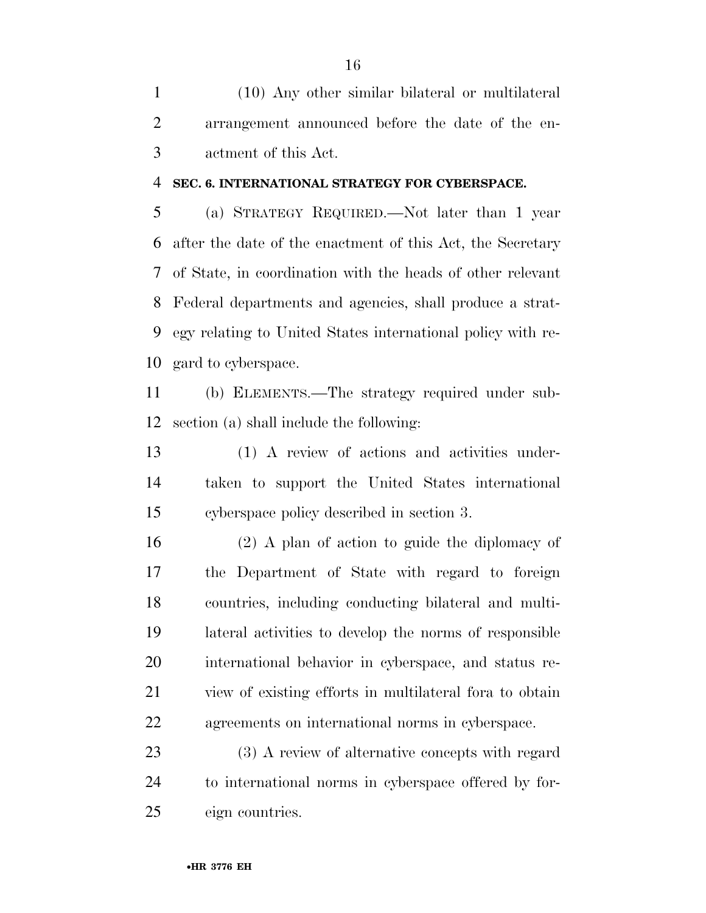(10) Any other similar bilateral or multilateral arrangement announced before the date of the enactment of this Act.

**SEC. 6. INTERNATIONAL STRATEGY FOR CYBERSPACE.**

(a) STRATEGY REQUIRED.—Not later than 1 year after the date of the enactment of this Act, the Secretary of State, in coordination with the heads of other relevant Federal departments and agencies, shall produce a strategy relating to United States international policy with regard to cyberspace.

(b) ELEMENTS.—The strategy required under subsection (a) shall include the following:

(1) A review of actions and activities undertaken to support the United States international cyberspace policy described in section 3.

(2) A plan of action to guide the diplomacy of the Department of State with regard to foreign countries, including conducting bilateral and multilateral activities to develop the norms of responsible international behavior in cyberspace, and status review of existing efforts in multilateral fora to obtain agreements on international norms in cyberspace.

(3) A review of alternative concepts with regard to international norms in cyberspace offered by foreign countries.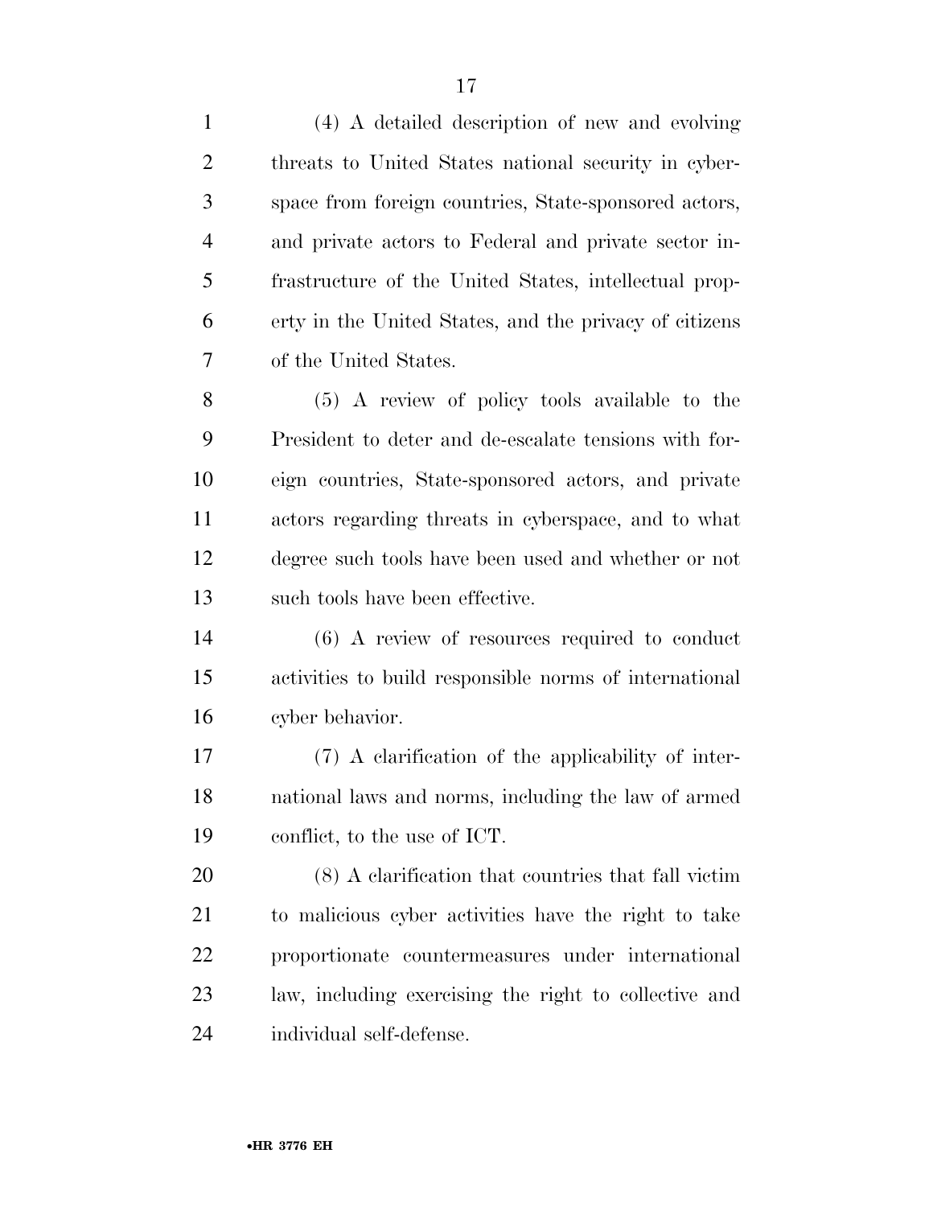(4) A detailed description of new and evolving threats to United States national security in cyberspace from foreign countries, State-sponsored actors, and private actors to Federal and private sector infrastructure of the United States, intellectual property in the United States, and the privacy of citizens of the United States.

(5) A review of policy tools available to the President to deter and de-escalate tensions with foreign countries, State-sponsored actors, and private actors regarding threats in cyberspace, and to what degree such tools have been used and whether or not such tools have been effective.

(6) A review of resources required to conduct activities to build responsible norms of international cyber behavior.

(7) A clarification of the applicability of international laws and norms, including the law of armed conflict, to the use of ICT.

(8) A clarification that countries that fall victim to malicious cyber activities have the right to take proportionate countermeasures under international law, including exercising the right to collective and individual self-defense.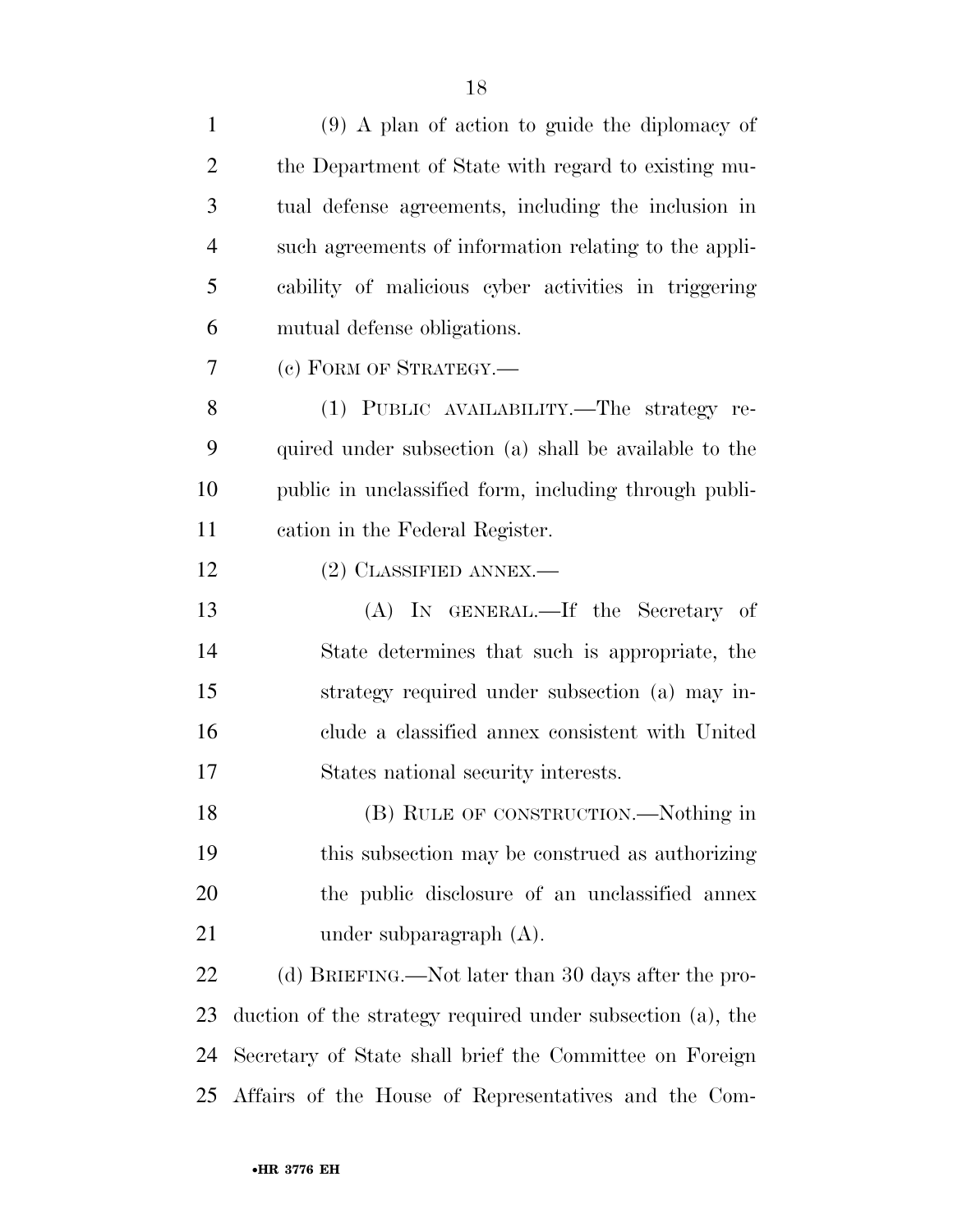(9) A plan of action to guide the diplomacy of the Department of State with regard to existing mutual defense agreements, including the inclusion in such agreements of information relating to the applicability of malicious cyber activities in triggering mutual defense obligations.

(c) FORM OF STRATEGY.—

(1) PUBLIC AVAILABILITY.—The strategy required under subsection (a) shall be available to the public in unclassified form, including through publication in the Federal Register.

(2) CLASSIFIED ANNEX.—

(A) IN GENERAL.—If the Secretary of State determines that such is appropriate, the strategy required under subsection (a) may include a classified annex consistent with United States national security interests.

(B) RULE OF CONSTRUCTION.—Nothing in this subsection may be construed as authorizing the public disclosure of an unclassified annex under subparagraph (A).

(d) BRIEFING.—Not later than 30 days after the production of the strategy required under subsection (a), the Secretary of State shall brief the Committee on Foreign Affairs of the House of Representatives and the Com-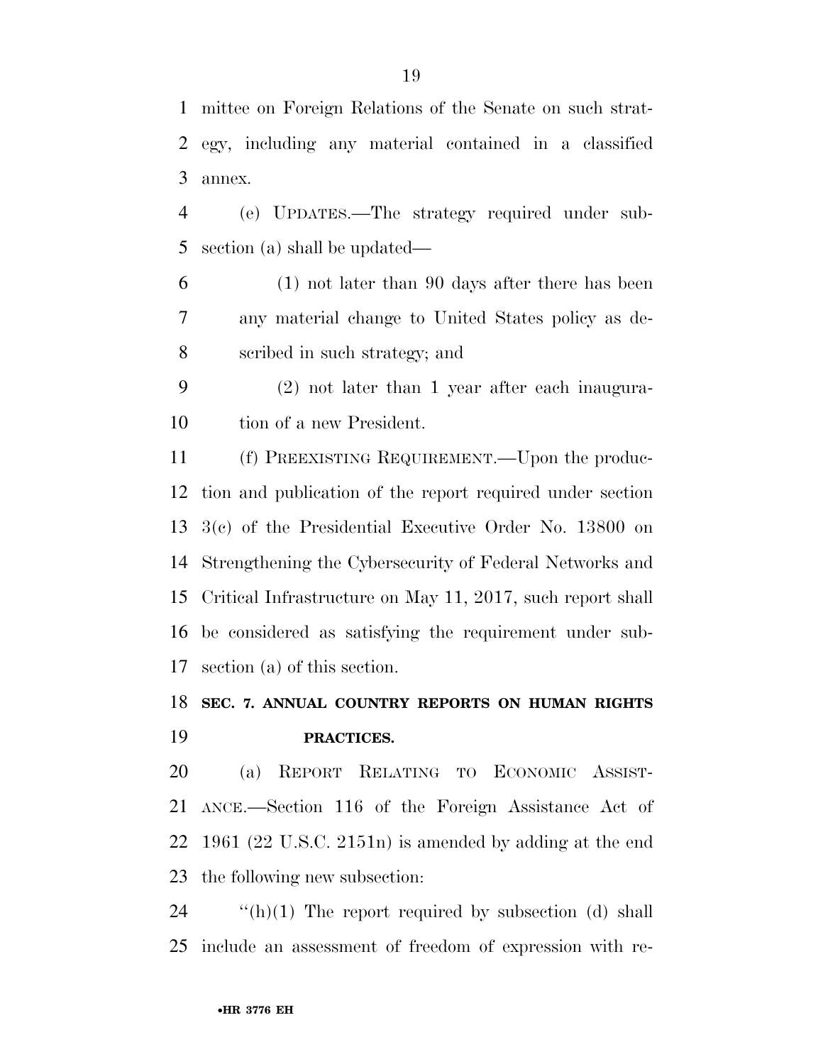mittee on Foreign Relations of the Senate on such strategy, including any material contained in a classified annex.

(e) UPDATES.—The strategy required under subsection (a) shall be updated—

(1) not later than 90 days after there has been any material change to United States policy as described in such strategy; and

(2) not later than 1 year after each inauguration of a new President.

(f) PREEXISTING REQUIREMENT.—Upon the production and publication of the report required under section 3(c) of the Presidential Executive Order No. 13800 on Strengthening the Cybersecurity of Federal Networks and Critical Infrastructure on May 11, 2017, such report shall be considered as satisfying the requirement under subsection (a) of this section.

**SEC. 7. ANNUAL COUNTRY REPORTS ON HUMAN RIGHTS PRACTICES.**

(a) REPORT RELATING TO ECONOMIC ASSISTANCE.—Section 116 of the Foreign Assistance Act of 1961 (22 U.S.C. 2151n) is amended by adding at the end the following new subsection:

''(h)(1) The report required by subsection (d) shall include an assessment of freedom of expression with re-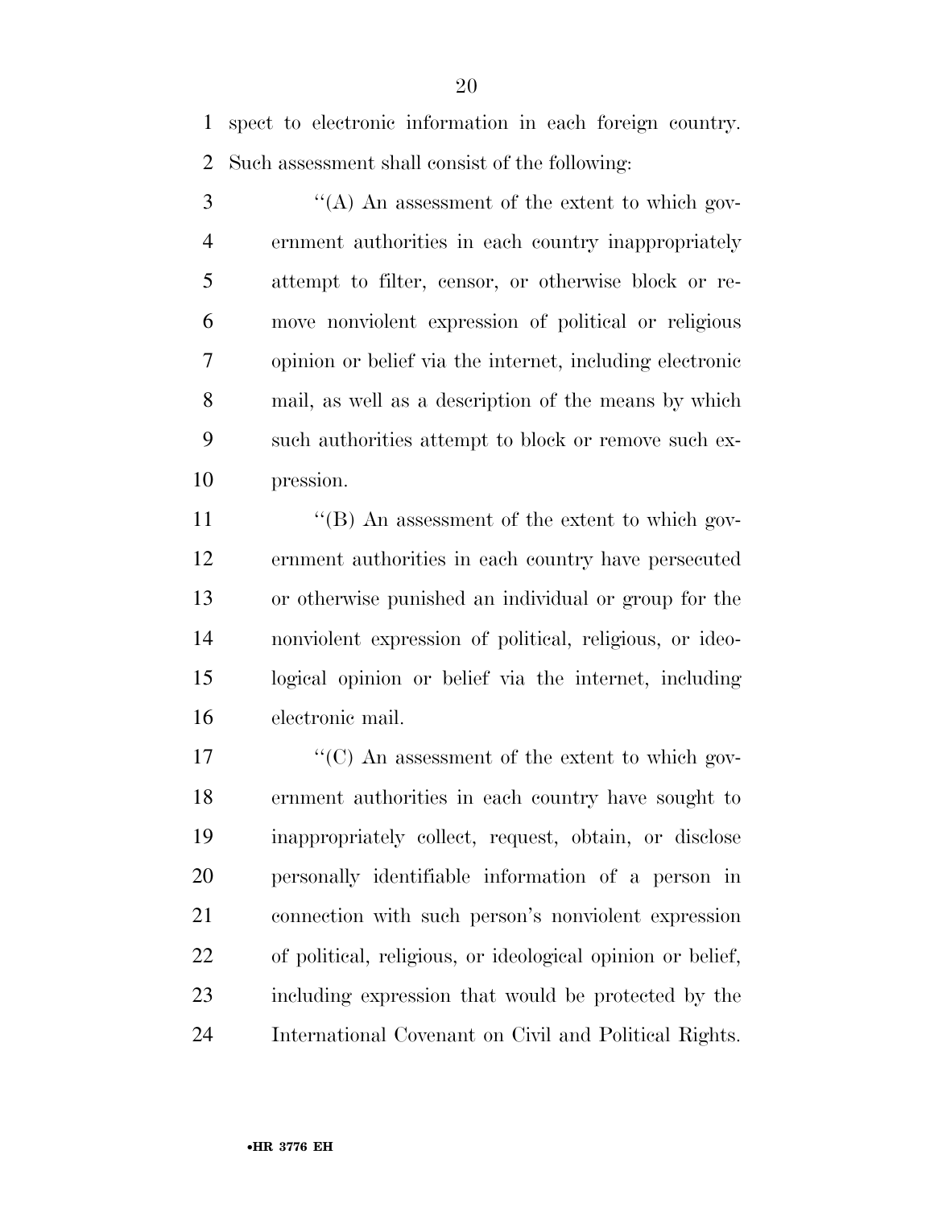spect to electronic information in each foreign country. Such assessment shall consist of the following:

''(A) An assessment of the extent to which government authorities in each country inappropriately attempt to filter, censor, or otherwise block or remove nonviolent expression of political or religious opinion or belief via the internet, including electronic mail, as well as a description of the means by which such authorities attempt to block or remove such expression.

''(B) An assessment of the extent to which government authorities in each country have persecuted or otherwise punished an individual or group for the nonviolent expression of political, religious, or ideological opinion or belief via the internet, including electronic mail.

''(C) An assessment of the extent to which government authorities in each country have sought to inappropriately collect, request, obtain, or disclose personally identifiable information of a person in connection with such person's nonviolent expression of political, religious, or ideological opinion or belief, including expression that would be protected by the International Covenant on Civil and Political Rights.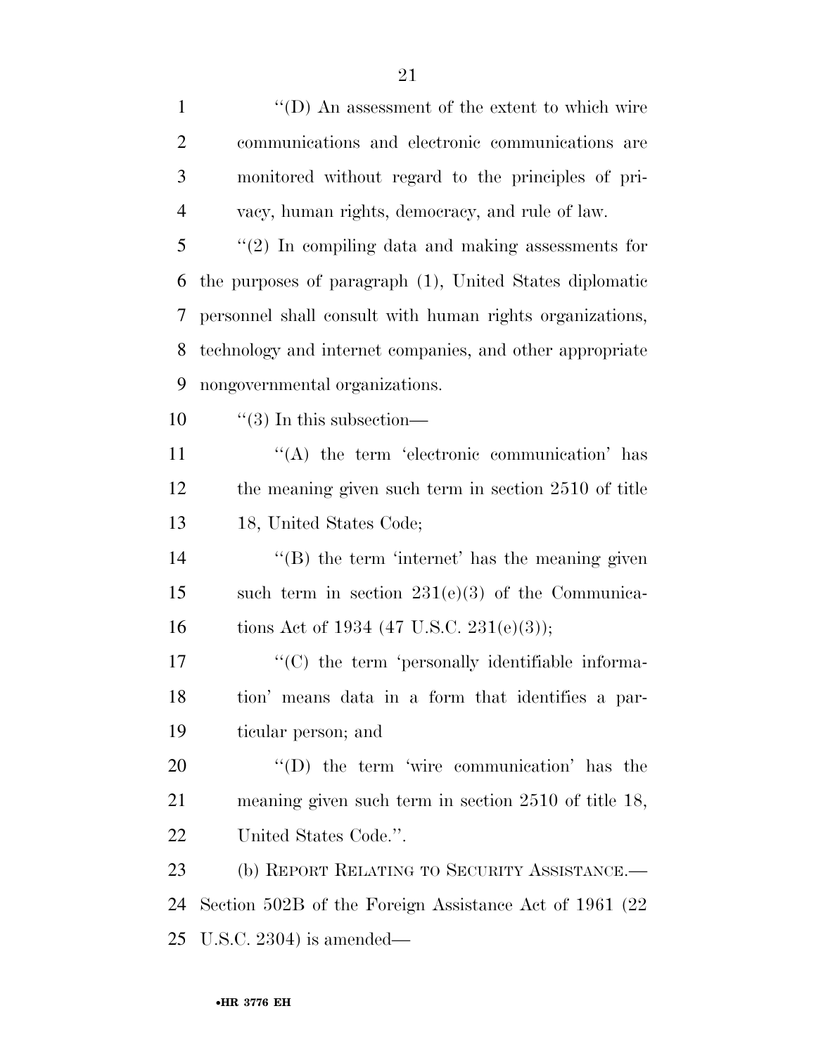''(D) An assessment of the extent to which wire communications and electronic communications are monitored without regard to the principles of privacy, human rights, democracy, and rule of law.

''(2) In compiling data and making assessments for the purposes of paragraph (1), United States diplomatic personnel shall consult with human rights organizations, technology and internet companies, and other appropriate nongovernmental organizations.

''(3) In this subsection—

''(A) the term 'electronic communication' has the meaning given such term in section 2510 of title 18, United States Code;

''(B) the term 'internet' has the meaning given such term in section 231(e)(3) of the Communications Act of 1934 (47 U.S.C. 231(e)(3));

''(C) the term 'personally identifiable information' means data in a form that identifies a particular person; and

''(D) the term 'wire communication' has the meaning given such term in section 2510 of title 18, United States Code.''.

(b) REPORT RELATING TO SECURITY ASSISTANCE.—Section 502B of the Foreign Assistance Act of 1961 (22 U.S.C. 2304) is amended—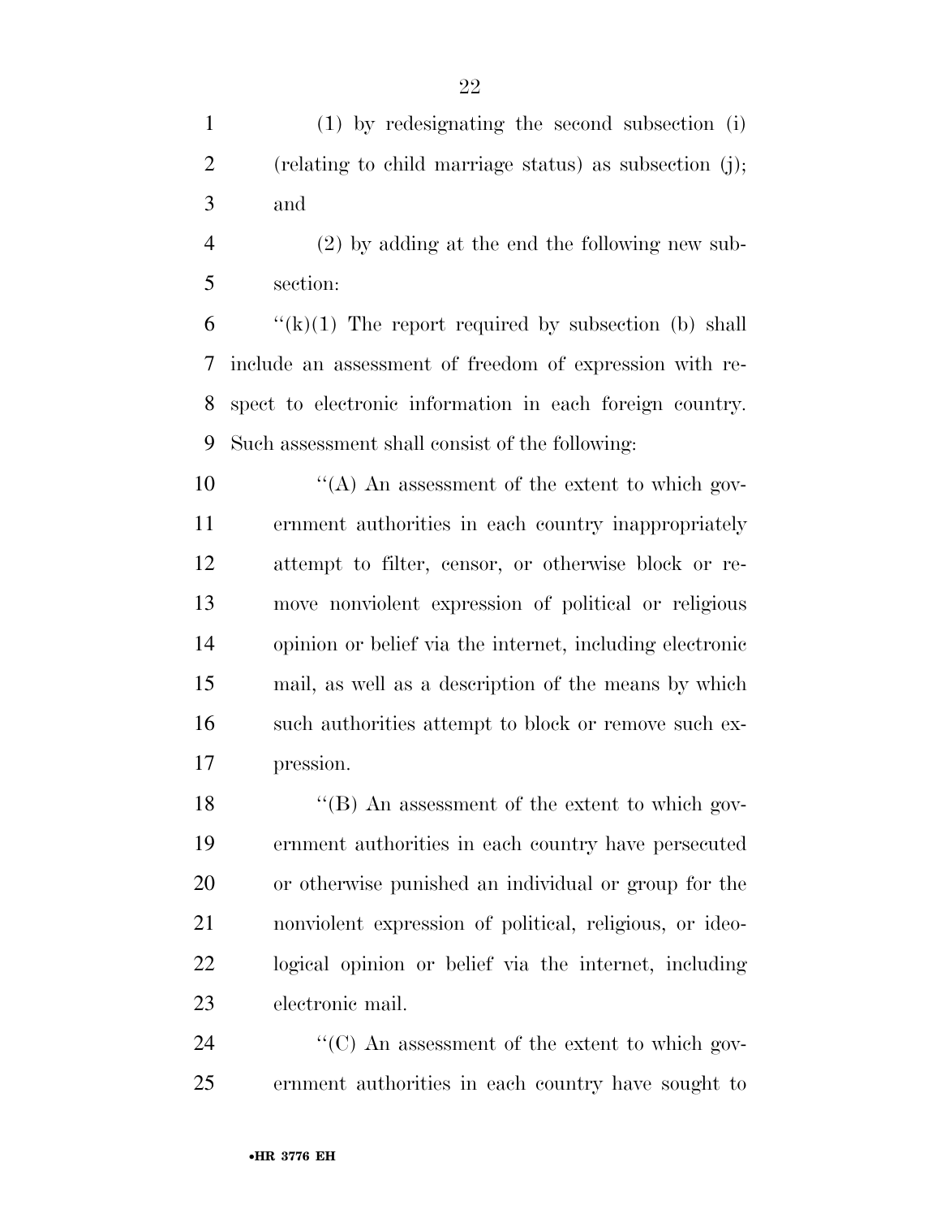(1) by redesignating the second subsection (i) (relating to child marriage status) as subsection (j); and

(2) by adding at the end the following new subsection:

''(k)(1) The report required by subsection (b) shall include an assessment of freedom of expression with respect to electronic information in each foreign country. Such assessment shall consist of the following:

''(A) An assessment of the extent to which government authorities in each country inappropriately attempt to filter, censor, or otherwise block or remove nonviolent expression of political or religious opinion or belief via the internet, including electronic mail, as well as a description of the means by which such authorities attempt to block or remove such expression.

''(B) An assessment of the extent to which government authorities in each country have persecuted or otherwise punished an individual or group for the nonviolent expression of political, religious, or ideological opinion or belief via the internet, including electronic mail.

''(C) An assessment of the extent to which government authorities in each country have sought to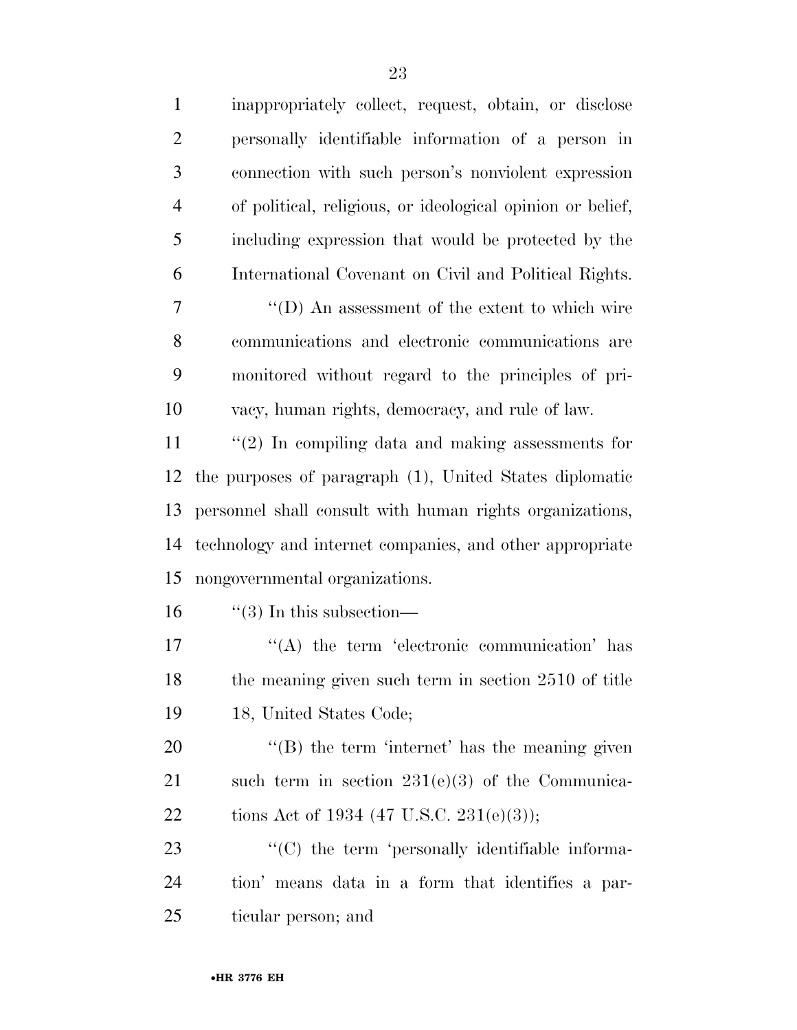inappropriately collect, request, obtain, or disclose personally identifiable information of a person in connection with such person's nonviolent expression of political, religious, or ideological opinion or belief, including expression that would be protected by the International Covenant on Civil and Political Rights.

''(D) An assessment of the extent to which wire communications and electronic communications are monitored without regard to the principles of privacy, human rights, democracy, and rule of law.

''(2) In compiling data and making assessments for the purposes of paragraph (1), United States diplomatic personnel shall consult with human rights organizations, technology and internet companies, and other appropriate nongovernmental organizations.

''(3) In this subsection—

''(A) the term 'electronic communication' has the meaning given such term in section 2510 of title 18, United States Code;

''(B) the term 'internet' has the meaning given such term in section 231(e)(3) of the Communications Act of 1934 (47 U.S.C. 231(e)(3));

''(C) the term 'personally identifiable information' means data in a form that identifies a particular person; and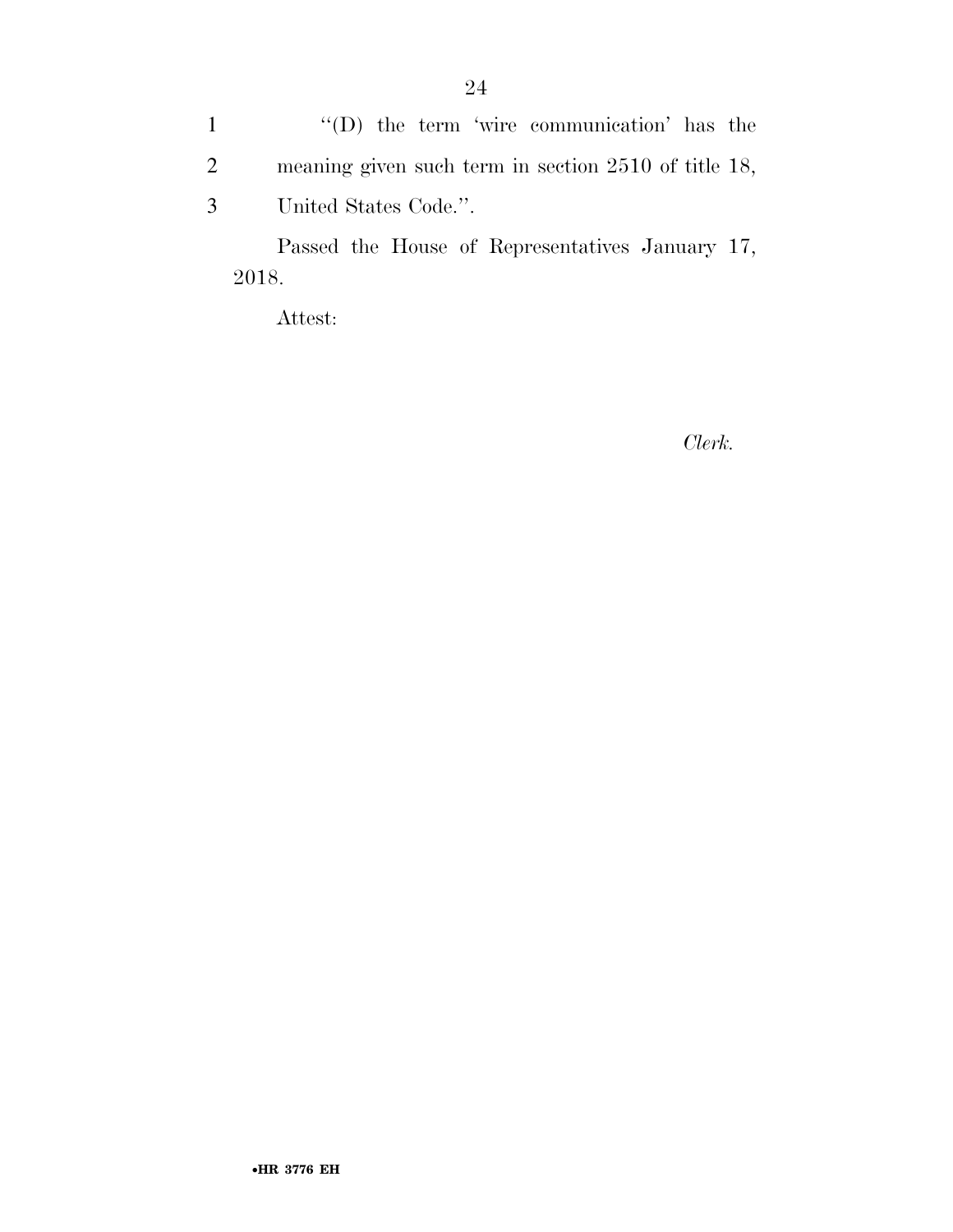"(D) the term 'wire communication' has the meaning given such term in section 2510 of title 18, United States Code.".

Passed the House of Representatives January 17, 2018.

Attest:

*Clerk.*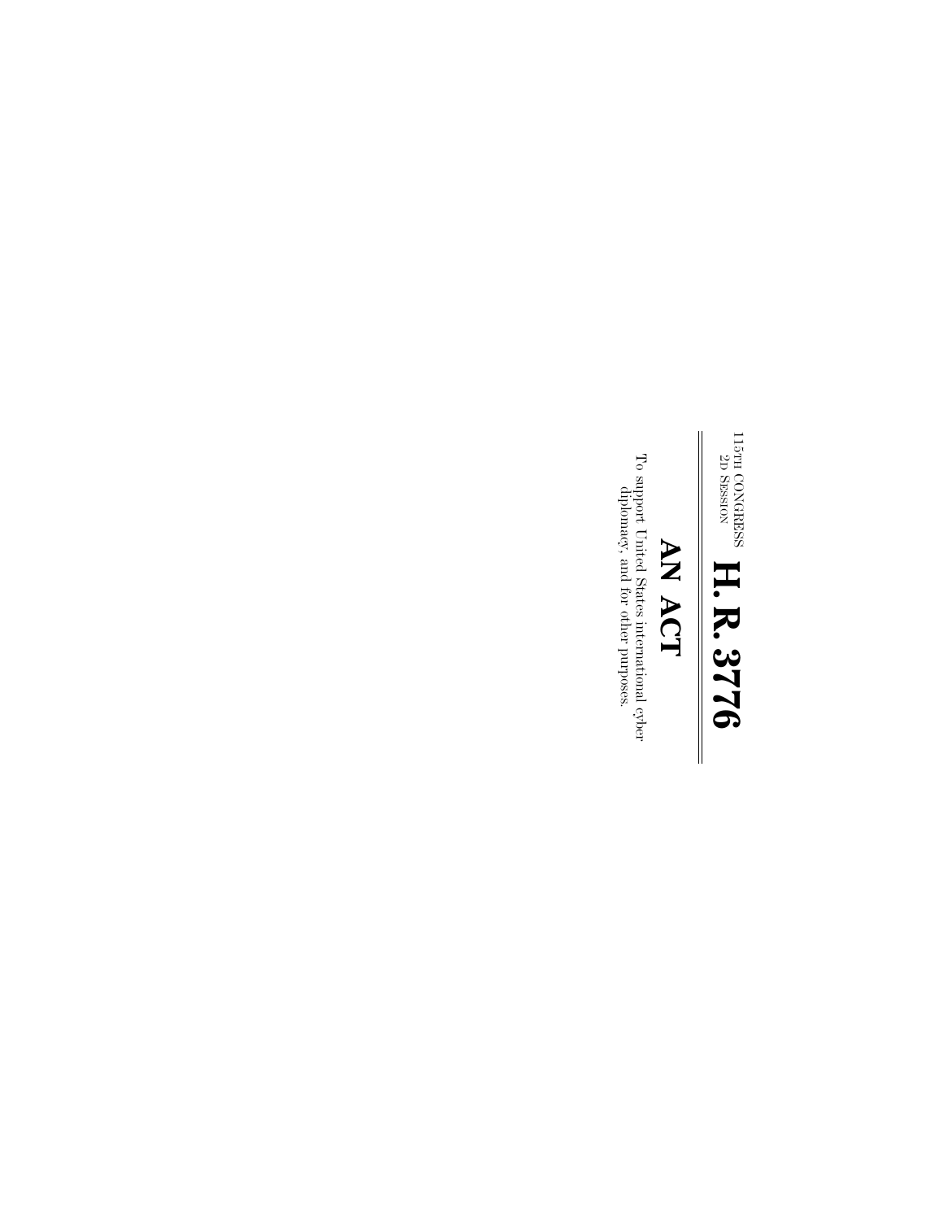115TH CONGRESS
2D SESSION

# H. R. 3776

---

## AN ACT

To support United States international cyber diplomacy, and for other purposes.